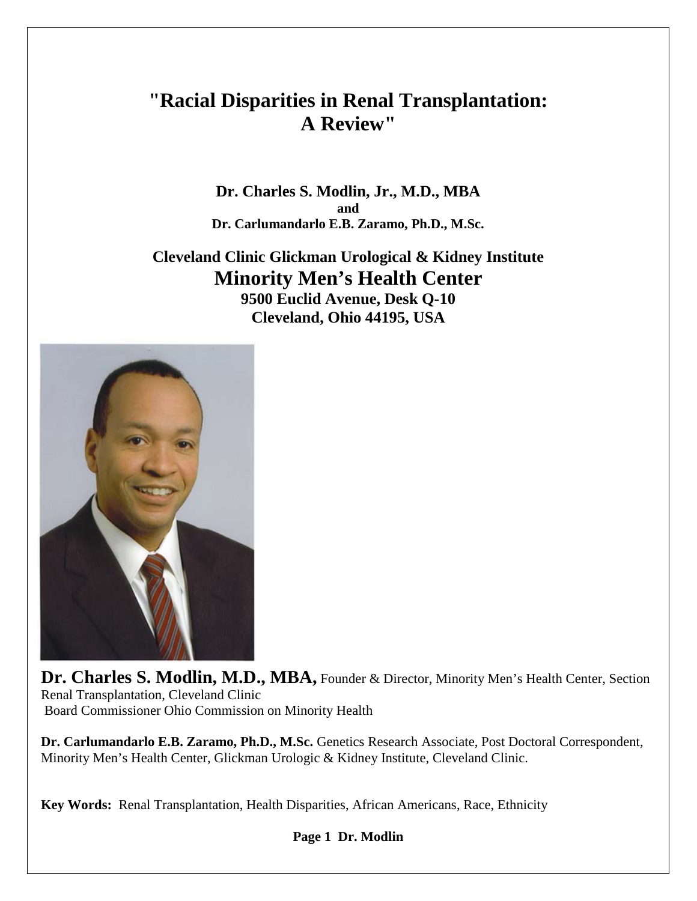# "Racial Disparities in Renal Transplantation: A Review"

**Dr. Charles S. Modlin, Jr., M.D., MBA**
**and**
**Dr. Carlumandarlo E.B. Zaramo, Ph.D., M.Sc.**

**Cleveland Clinic Glickman Urological & Kidney Institute**
## Minority Men's Health Center
**9500 Euclid Avenue, Desk Q-10**
**Cleveland, Ohio 44195, USA**

**Dr. Charles S. Modlin, M.D., MBA,** Founder & Director, Minority Men's Health Center, Section Renal Transplantation, Cleveland Clinic
Board Commissioner Ohio Commission on Minority Health

**Dr. Carlumandarlo E.B. Zaramo, Ph.D., M.Sc.** Genetics Research Associate, Post Doctoral Correspondent, Minority Men's Health Center, Glickman Urologic & Kidney Institute, Cleveland Clinic.

**Key Words:** Renal Transplantation, Health Disparities, African Americans, Race, Ethnicity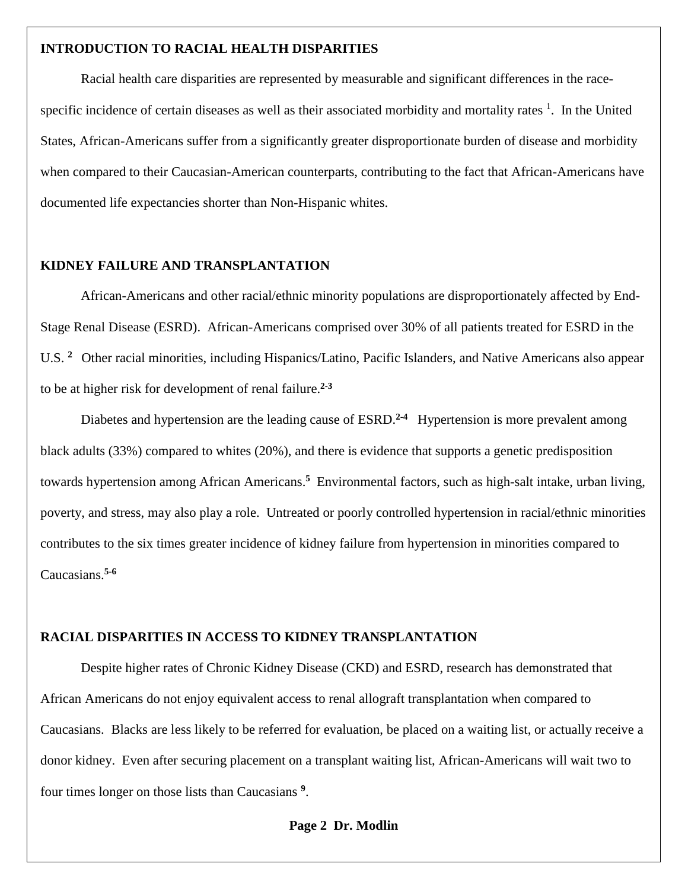## INTRODUCTION TO RACIAL HEALTH DISPARITIES

Racial health care disparities are represented by measurable and significant differences in the race-specific incidence of certain diseases as well as their associated morbidity and mortality rates [1]. In the United States, African-Americans suffer from a significantly greater disproportionate burden of disease and morbidity when compared to their Caucasian-American counterparts, contributing to the fact that African-Americans have documented life expectancies shorter than Non-Hispanic whites.

## KIDNEY FAILURE AND TRANSPLANTATION

African-Americans and other racial/ethnic minority populations are disproportionately affected by End-Stage Renal Disease (ESRD). African-Americans comprised over 30% of all patients treated for ESRD in the U.S. [2] Other racial minorities, including Hispanics/Latino, Pacific Islanders, and Native Americans also appear to be at higher risk for development of renal failure.[2-3]

Diabetes and hypertension are the leading cause of ESRD.[2-4] Hypertension is more prevalent among black adults (33%) compared to whites (20%), and there is evidence that supports a genetic predisposition towards hypertension among African Americans.[5] Environmental factors, such as high-salt intake, urban living, poverty, and stress, may also play a role. Untreated or poorly controlled hypertension in racial/ethnic minorities contributes to the six times greater incidence of kidney failure from hypertension in minorities compared to Caucasians.[5-6]

## RACIAL DISPARITIES IN ACCESS TO KIDNEY TRANSPLANTATION

Despite higher rates of Chronic Kidney Disease (CKD) and ESRD, research has demonstrated that African Americans do not enjoy equivalent access to renal allograft transplantation when compared to Caucasians. Blacks are less likely to be referred for evaluation, be placed on a waiting list, or actually receive a donor kidney. Even after securing placement on a transplant waiting list, African-Americans will wait two to four times longer on those lists than Caucasians [9].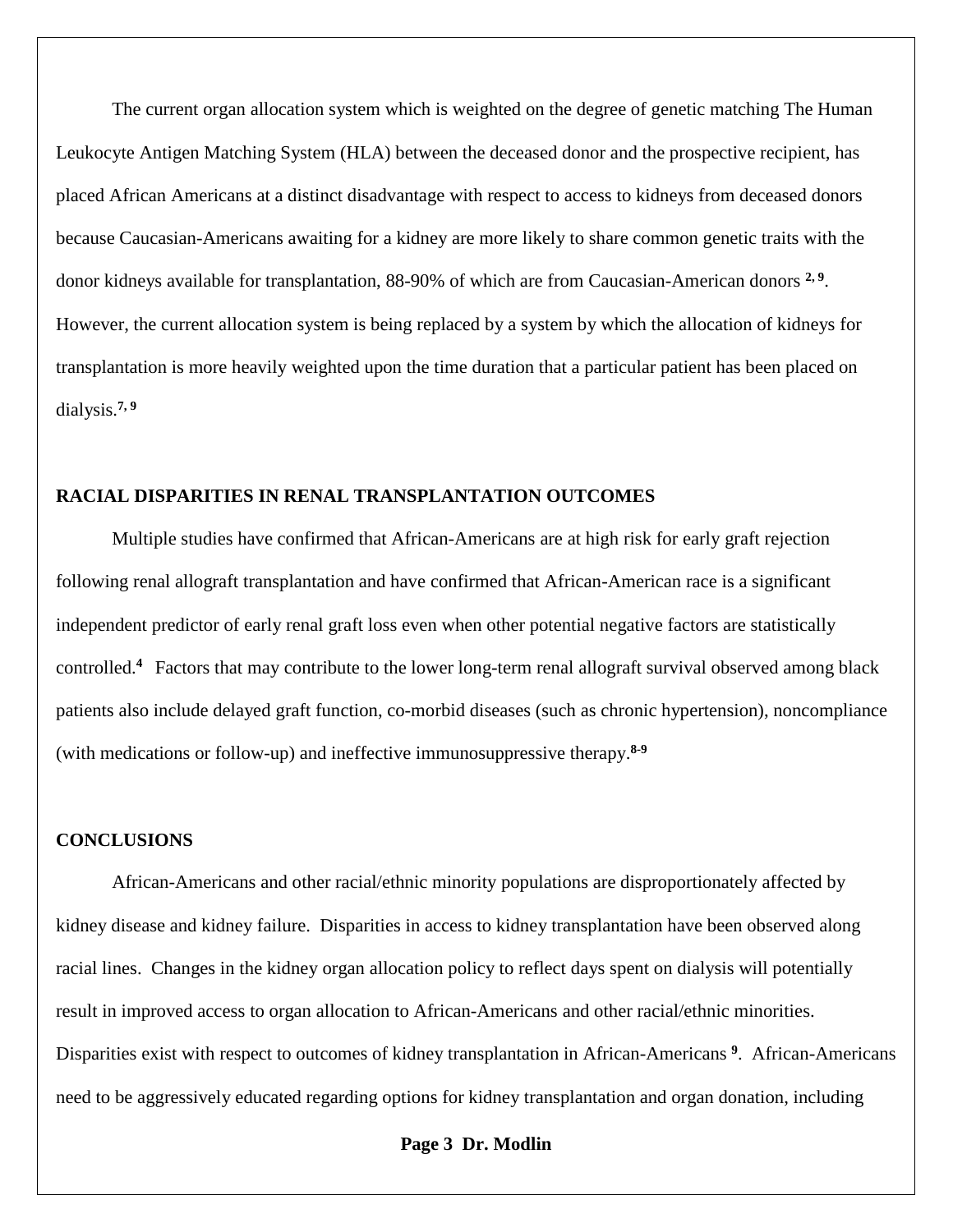The current organ allocation system which is weighted on the degree of genetic matching The Human Leukocyte Antigen Matching System (HLA) between the deceased donor and the prospective recipient, has placed African Americans at a distinct disadvantage with respect to access to kidneys from deceased donors because Caucasian-Americans awaiting for a kidney are more likely to share common genetic traits with the donor kidneys available for transplantation, 88-90% of which are from Caucasian-American donors [2, 9]. However, the current allocation system is being replaced by a system by which the allocation of kidneys for transplantation is more heavily weighted upon the time duration that a particular patient has been placed on dialysis.[7, 9]

## RACIAL DISPARITIES IN RENAL TRANSPLANTATION OUTCOMES

Multiple studies have confirmed that African-Americans are at high risk for early graft rejection following renal allograft transplantation and have confirmed that African-American race is a significant independent predictor of early renal graft loss even when other potential negative factors are statistically controlled.[4] Factors that may contribute to the lower long-term renal allograft survival observed among black patients also include delayed graft function, co-morbid diseases (such as chronic hypertension), noncompliance (with medications or follow-up) and ineffective immunosuppressive therapy.[8-9]

## CONCLUSIONS

African-Americans and other racial/ethnic minority populations are disproportionately affected by kidney disease and kidney failure. Disparities in access to kidney transplantation have been observed along racial lines. Changes in the kidney organ allocation policy to reflect days spent on dialysis will potentially result in improved access to organ allocation to African-Americans and other racial/ethnic minorities. Disparities exist with respect to outcomes of kidney transplantation in African-Americans [9]. African-Americans need to be aggressively educated regarding options for kidney transplantation and organ donation, including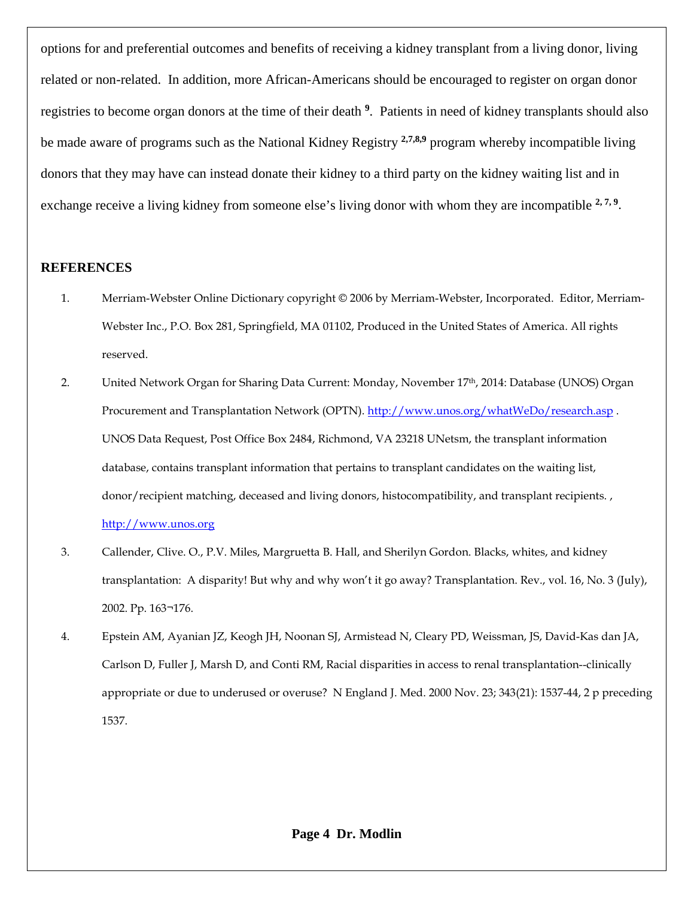options for and preferential outcomes and benefits of receiving a kidney transplant from a living donor, living related or non-related. In addition, more African-Americans should be encouraged to register on organ donor registries to become organ donors at the time of their death [9]. Patients in need of kidney transplants should also be made aware of programs such as the National Kidney Registry [2,7,8,9] program whereby incompatible living donors that they may have can instead donate their kidney to a third party on the kidney waiting list and in exchange receive a living kidney from someone else's living donor with whom they are incompatible [2, 7, 9].

## REFERENCES

1. Merriam-Webster Online Dictionary copyright © 2006 by Merriam-Webster, Incorporated. Editor, Merriam-Webster Inc., P.O. Box 281, Springfield, MA 01102, Produced in the United States of America. All rights reserved.
2. United Network Organ for Sharing Data Current: Monday, November 17th, 2014: Database (UNOS) Organ Procurement and Transplantation Network (OPTN). http://www.unos.org/whatWeDo/research.asp . UNOS Data Request, Post Office Box 2484, Richmond, VA 23218 UNetsm, the transplant information database, contains transplant information that pertains to transplant candidates on the waiting list, donor/recipient matching, deceased and living donors, histocompatibility, and transplant recipients. , http://www.unos.org
3. Callender, Clive. O., P.V. Miles, Margruetta B. Hall, and Sherilyn Gordon. Blacks, whites, and kidney transplantation: A disparity! But why and why won't it go away? Transplantation. Rev., vol. 16, No. 3 (July), 2002. Pp. 163¬176.
4. Epstein AM, Ayanian JZ, Keogh JH, Noonan SJ, Armistead N, Cleary PD, Weissman, JS, David-Kas dan JA, Carlson D, Fuller J, Marsh D, and Conti RM, Racial disparities in access to renal transplantation--clinically appropriate or due to underused or overuse? N England J. Med. 2000 Nov. 23; 343(21): 1537-44, 2 p preceding 1537.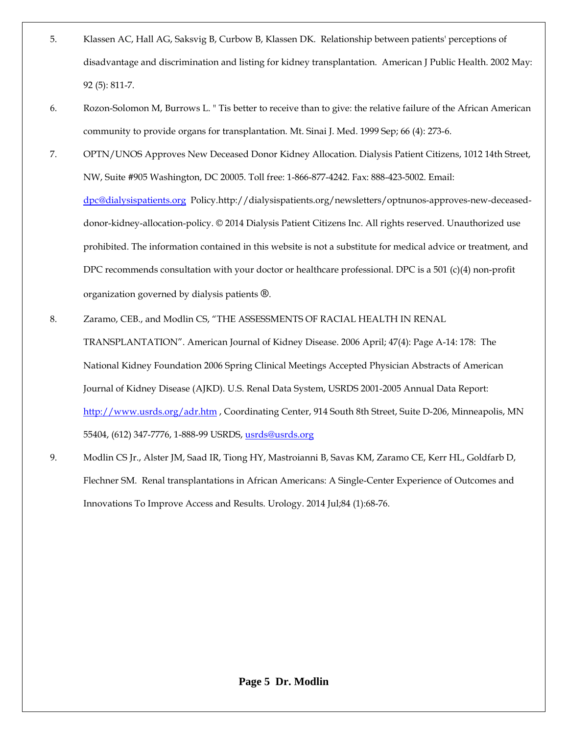5. Klassen AC, Hall AG, Saksvig B, Curbow B, Klassen DK. Relationship between patients' perceptions of disadvantage and discrimination and listing for kidney transplantation. American J Public Health. 2002 May: 92 (5): 811-7.

6. Rozon-Solomon M, Burrows L. " Tis better to receive than to give: the relative failure of the African American community to provide organs for transplantation. Mt. Sinai J. Med. 1999 Sep; 66 (4): 273-6.

7. OPTN/UNOS Approves New Deceased Donor Kidney Allocation. Dialysis Patient Citizens, 1012 14th Street, NW, Suite #905 Washington, DC 20005. Toll free: 1-866-877-4242. Fax: 888-423-5002. Email: dpc@dialysispatients.org Policy.http://dialysispatients.org/newsletters/optnunos-approves-new-deceased-donor-kidney-allocation-policy. © 2014 Dialysis Patient Citizens Inc. All rights reserved. Unauthorized use prohibited. The information contained in this website is not a substitute for medical advice or treatment, and DPC recommends consultation with your doctor or healthcare professional. DPC is a 501 (c)(4) non-profit organization governed by dialysis patients ®.

8. Zaramo, CEB., and Modlin CS, "THE ASSESSMENTS OF RACIAL HEALTH IN RENAL TRANSPLANTATION". American Journal of Kidney Disease. 2006 April; 47(4): Page A-14: 178: The National Kidney Foundation 2006 Spring Clinical Meetings Accepted Physician Abstracts of American Journal of Kidney Disease (AJKD). U.S. Renal Data System, USRDS 2001-2005 Annual Data Report: http://www.usrds.org/adr.htm , Coordinating Center, 914 South 8th Street, Suite D-206, Minneapolis, MN 55404, (612) 347-7776, 1-888-99 USRDS, usrds@usrds.org

9. Modlin CS Jr., Alster JM, Saad IR, Tiong HY, Mastroianni B, Savas KM, Zaramo CE, Kerr HL, Goldfarb D, Flechner SM. Renal transplantations in African Americans: A Single-Center Experience of Outcomes and Innovations To Improve Access and Results. Urology. 2014 Jul;84 (1):68-76.